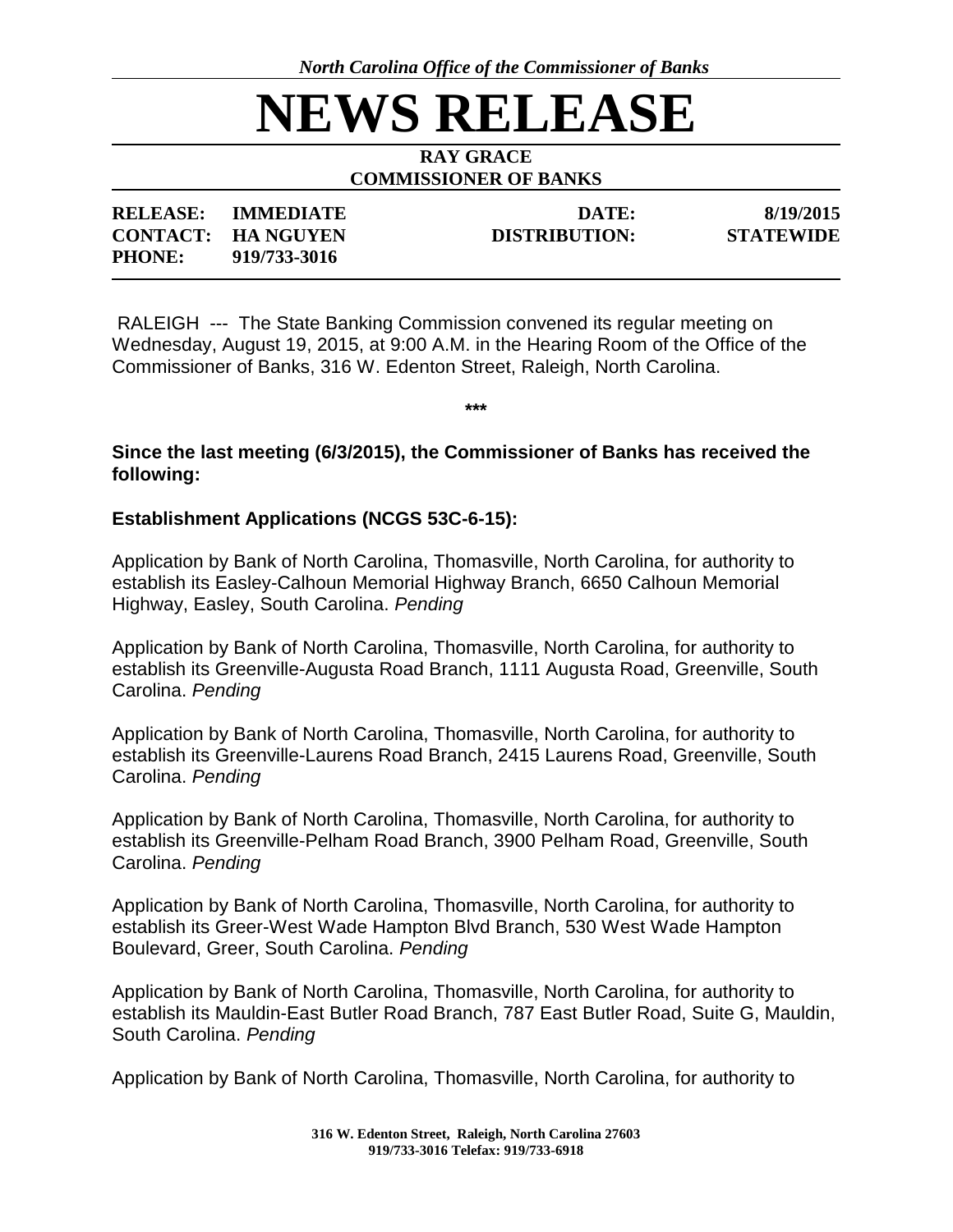*North Carolina Office of the Commissioner of Banks*

# NEWS RELEASE

**RAY GRACE**
**COMMISSIONER OF BANKS**

| | | | |
|---|---|---|---|
| **RELEASE:** | **IMMEDIATE** | **DATE:** | **8/19/2015** |
| **CONTACT:** | **HA NGUYEN** | **DISTRIBUTION:** | **STATEWIDE** |
| **PHONE:** | **919/733-3016** | | |

RALEIGH --- The State Banking Commission convened its regular meeting on Wednesday, August 19, 2015, at 9:00 A.M. in the Hearing Room of the Office of the Commissioner of Banks, 316 W. Edenton Street, Raleigh, North Carolina.

***

**Since the last meeting (6/3/2015), the Commissioner of Banks has received the following:**

**Establishment Applications (NCGS 53C-6-15):**

Application by Bank of North Carolina, Thomasville, North Carolina, for authority to establish its Easley-Calhoun Memorial Highway Branch, 6650 Calhoun Memorial Highway, Easley, South Carolina. *Pending*

Application by Bank of North Carolina, Thomasville, North Carolina, for authority to establish its Greenville-Augusta Road Branch, 1111 Augusta Road, Greenville, South Carolina. *Pending*

Application by Bank of North Carolina, Thomasville, North Carolina, for authority to establish its Greenville-Laurens Road Branch, 2415 Laurens Road, Greenville, South Carolina. *Pending*

Application by Bank of North Carolina, Thomasville, North Carolina, for authority to establish its Greenville-Pelham Road Branch, 3900 Pelham Road, Greenville, South Carolina. *Pending*

Application by Bank of North Carolina, Thomasville, North Carolina, for authority to establish its Greer-West Wade Hampton Blvd Branch, 530 West Wade Hampton Boulevard, Greer, South Carolina. *Pending*

Application by Bank of North Carolina, Thomasville, North Carolina, for authority to establish its Mauldin-East Butler Road Branch, 787 East Butler Road, Suite G, Mauldin, South Carolina. *Pending*

Application by Bank of North Carolina, Thomasville, North Carolina, for authority to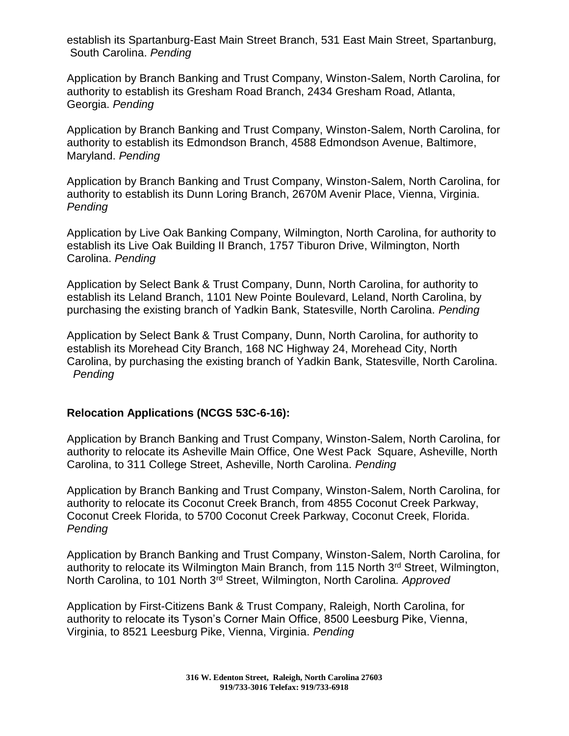establish its Spartanburg-East Main Street Branch, 531 East Main Street, Spartanburg, South Carolina. *Pending*

Application by Branch Banking and Trust Company, Winston-Salem, North Carolina, for authority to establish its Gresham Road Branch, 2434 Gresham Road, Atlanta, Georgia. *Pending*

Application by Branch Banking and Trust Company, Winston-Salem, North Carolina, for authority to establish its Edmondson Branch, 4588 Edmondson Avenue, Baltimore, Maryland. *Pending*

Application by Branch Banking and Trust Company, Winston-Salem, North Carolina, for authority to establish its Dunn Loring Branch, 2670M Avenir Place, Vienna, Virginia. *Pending*

Application by Live Oak Banking Company, Wilmington, North Carolina, for authority to establish its Live Oak Building II Branch, 1757 Tiburon Drive, Wilmington, North Carolina. *Pending*

Application by Select Bank & Trust Company, Dunn, North Carolina, for authority to establish its Leland Branch, 1101 New Pointe Boulevard, Leland, North Carolina, by purchasing the existing branch of Yadkin Bank, Statesville, North Carolina. *Pending*

Application by Select Bank & Trust Company, Dunn, North Carolina, for authority to establish its Morehead City Branch, 168 NC Highway 24, Morehead City, North Carolina, by purchasing the existing branch of Yadkin Bank, Statesville, North Carolina. *Pending*

**Relocation Applications (NCGS 53C-6-16):**

Application by Branch Banking and Trust Company, Winston-Salem, North Carolina, for authority to relocate its Asheville Main Office, One West Pack Square, Asheville, North Carolina, to 311 College Street, Asheville, North Carolina. *Pending*

Application by Branch Banking and Trust Company, Winston-Salem, North Carolina, for authority to relocate its Coconut Creek Branch, from 4855 Coconut Creek Parkway, Coconut Creek Florida, to 5700 Coconut Creek Parkway, Coconut Creek, Florida. *Pending*

Application by Branch Banking and Trust Company, Winston-Salem, North Carolina, for authority to relocate its Wilmington Main Branch, from 115 North 3rd Street, Wilmington, North Carolina, to 101 North 3rd Street, Wilmington, North Carolina. *Approved*

Application by First-Citizens Bank & Trust Company, Raleigh, North Carolina, for authority to relocate its Tyson's Corner Main Office, 8500 Leesburg Pike, Vienna, Virginia, to 8521 Leesburg Pike, Vienna, Virginia. *Pending*

**316 W. Edenton Street, Raleigh, North Carolina 27603**
**919/733-3016 Telefax: 919/733-6918**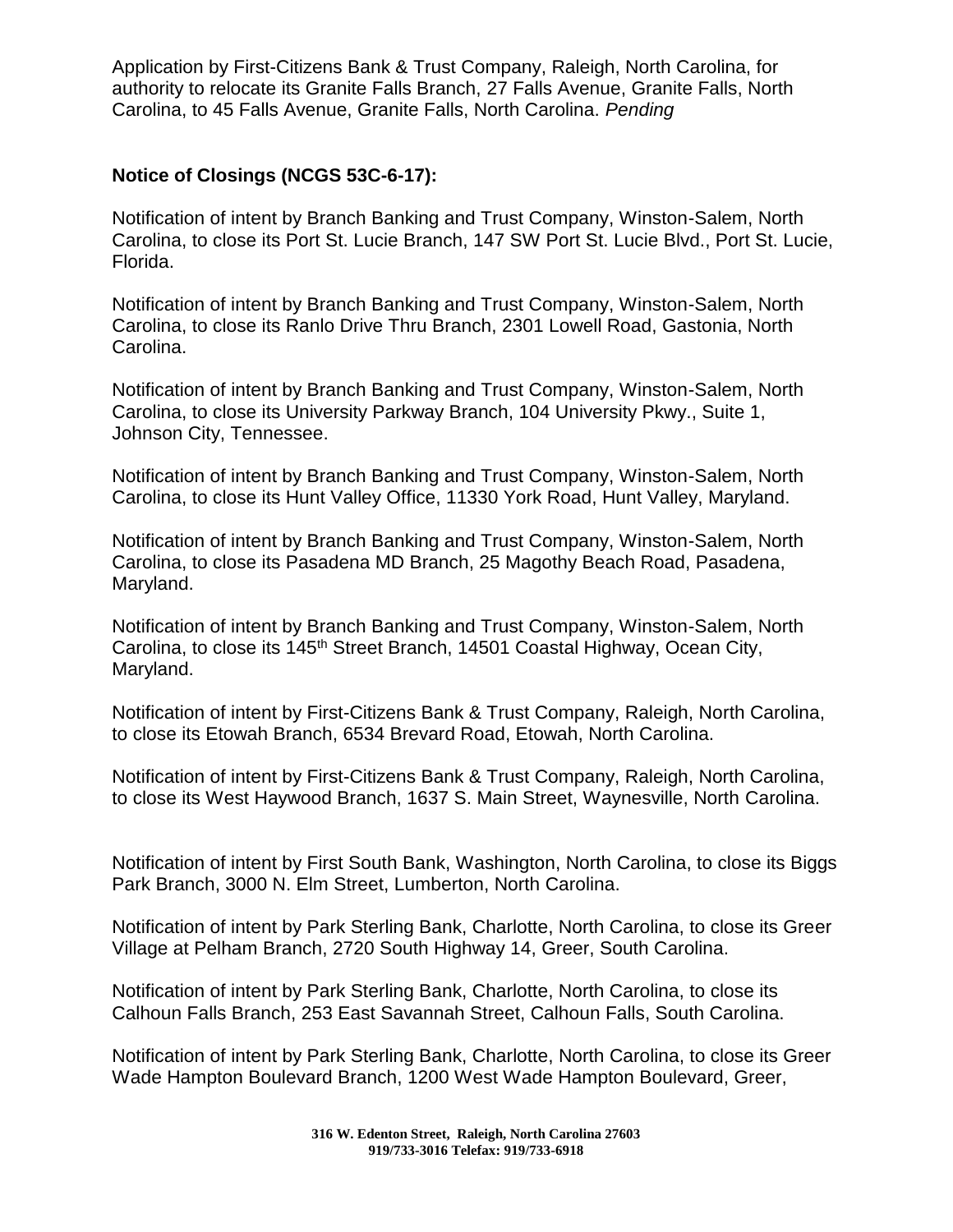Application by First-Citizens Bank & Trust Company, Raleigh, North Carolina, for authority to relocate its Granite Falls Branch, 27 Falls Avenue, Granite Falls, North Carolina, to 45 Falls Avenue, Granite Falls, North Carolina. *Pending*

**Notice of Closings (NCGS 53C-6-17):**

Notification of intent by Branch Banking and Trust Company, Winston-Salem, North Carolina, to close its Port St. Lucie Branch, 147 SW Port St. Lucie Blvd., Port St. Lucie, Florida.

Notification of intent by Branch Banking and Trust Company, Winston-Salem, North Carolina, to close its Ranlo Drive Thru Branch, 2301 Lowell Road, Gastonia, North Carolina.

Notification of intent by Branch Banking and Trust Company, Winston-Salem, North Carolina, to close its University Parkway Branch, 104 University Pkwy., Suite 1, Johnson City, Tennessee.

Notification of intent by Branch Banking and Trust Company, Winston-Salem, North Carolina, to close its Hunt Valley Office, 11330 York Road, Hunt Valley, Maryland.

Notification of intent by Branch Banking and Trust Company, Winston-Salem, North Carolina, to close its Pasadena MD Branch, 25 Magothy Beach Road, Pasadena, Maryland.

Notification of intent by Branch Banking and Trust Company, Winston-Salem, North Carolina, to close its 145th Street Branch, 14501 Coastal Highway, Ocean City, Maryland.

Notification of intent by First-Citizens Bank & Trust Company, Raleigh, North Carolina, to close its Etowah Branch, 6534 Brevard Road, Etowah, North Carolina.

Notification of intent by First-Citizens Bank & Trust Company, Raleigh, North Carolina, to close its West Haywood Branch, 1637 S. Main Street, Waynesville, North Carolina.

Notification of intent by First South Bank, Washington, North Carolina, to close its Biggs Park Branch, 3000 N. Elm Street, Lumberton, North Carolina.

Notification of intent by Park Sterling Bank, Charlotte, North Carolina, to close its Greer Village at Pelham Branch, 2720 South Highway 14, Greer, South Carolina.

Notification of intent by Park Sterling Bank, Charlotte, North Carolina, to close its Calhoun Falls Branch, 253 East Savannah Street, Calhoun Falls, South Carolina.

Notification of intent by Park Sterling Bank, Charlotte, North Carolina, to close its Greer Wade Hampton Boulevard Branch, 1200 West Wade Hampton Boulevard, Greer,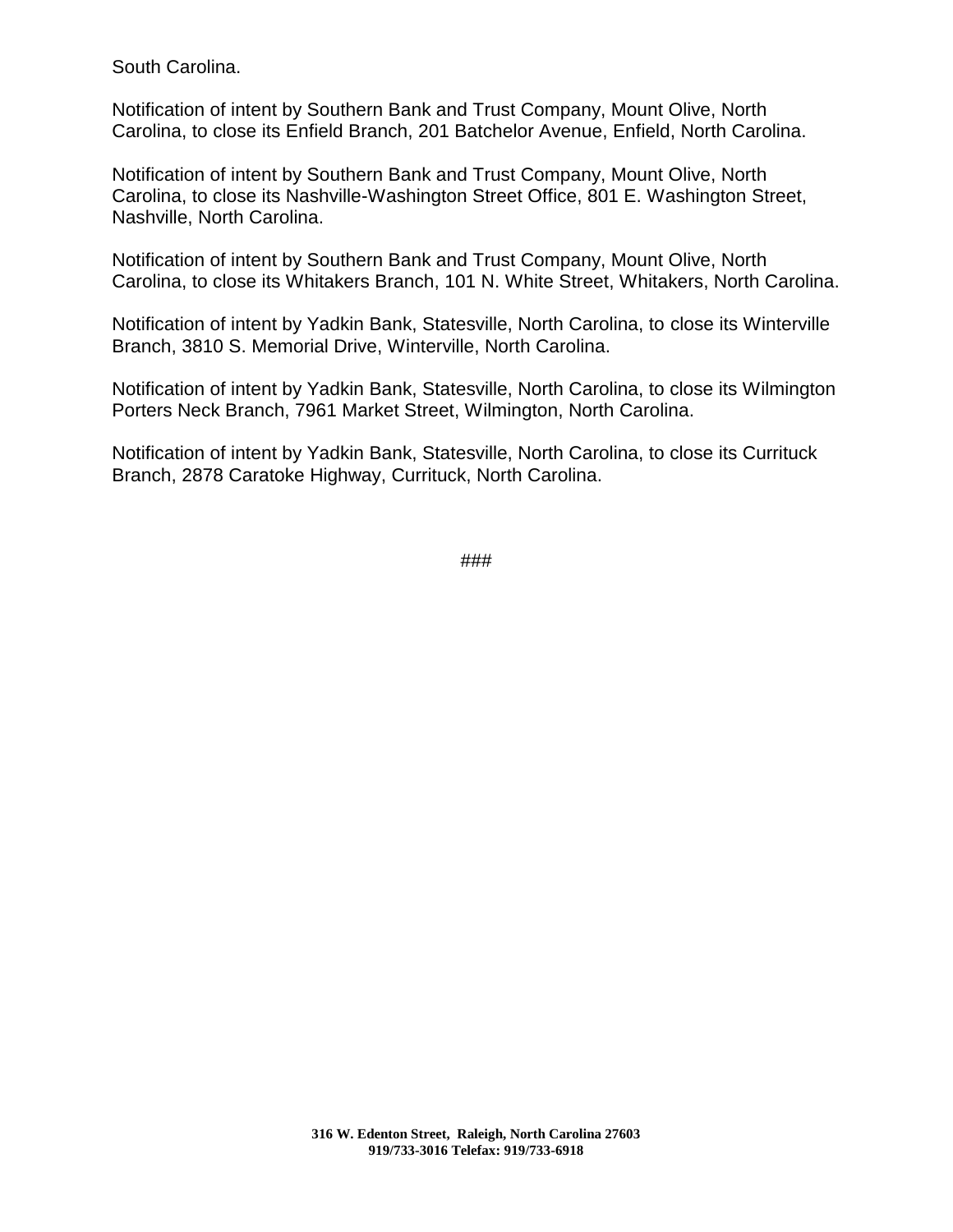South Carolina.

Notification of intent by Southern Bank and Trust Company, Mount Olive, North Carolina, to close its Enfield Branch, 201 Batchelor Avenue, Enfield, North Carolina.

Notification of intent by Southern Bank and Trust Company, Mount Olive, North Carolina, to close its Nashville-Washington Street Office, 801 E. Washington Street, Nashville, North Carolina.

Notification of intent by Southern Bank and Trust Company, Mount Olive, North Carolina, to close its Whitakers Branch, 101 N. White Street, Whitakers, North Carolina.

Notification of intent by Yadkin Bank, Statesville, North Carolina, to close its Winterville Branch, 3810 S. Memorial Drive, Winterville, North Carolina.

Notification of intent by Yadkin Bank, Statesville, North Carolina, to close its Wilmington Porters Neck Branch, 7961 Market Street, Wilmington, North Carolina.

Notification of intent by Yadkin Bank, Statesville, North Carolina, to close its Currituck Branch, 2878 Caratoke Highway, Currituck, North Carolina.

###

**316 W. Edenton Street, Raleigh, North Carolina 27603**
**919/733-3016 Telefax: 919/733-6918**